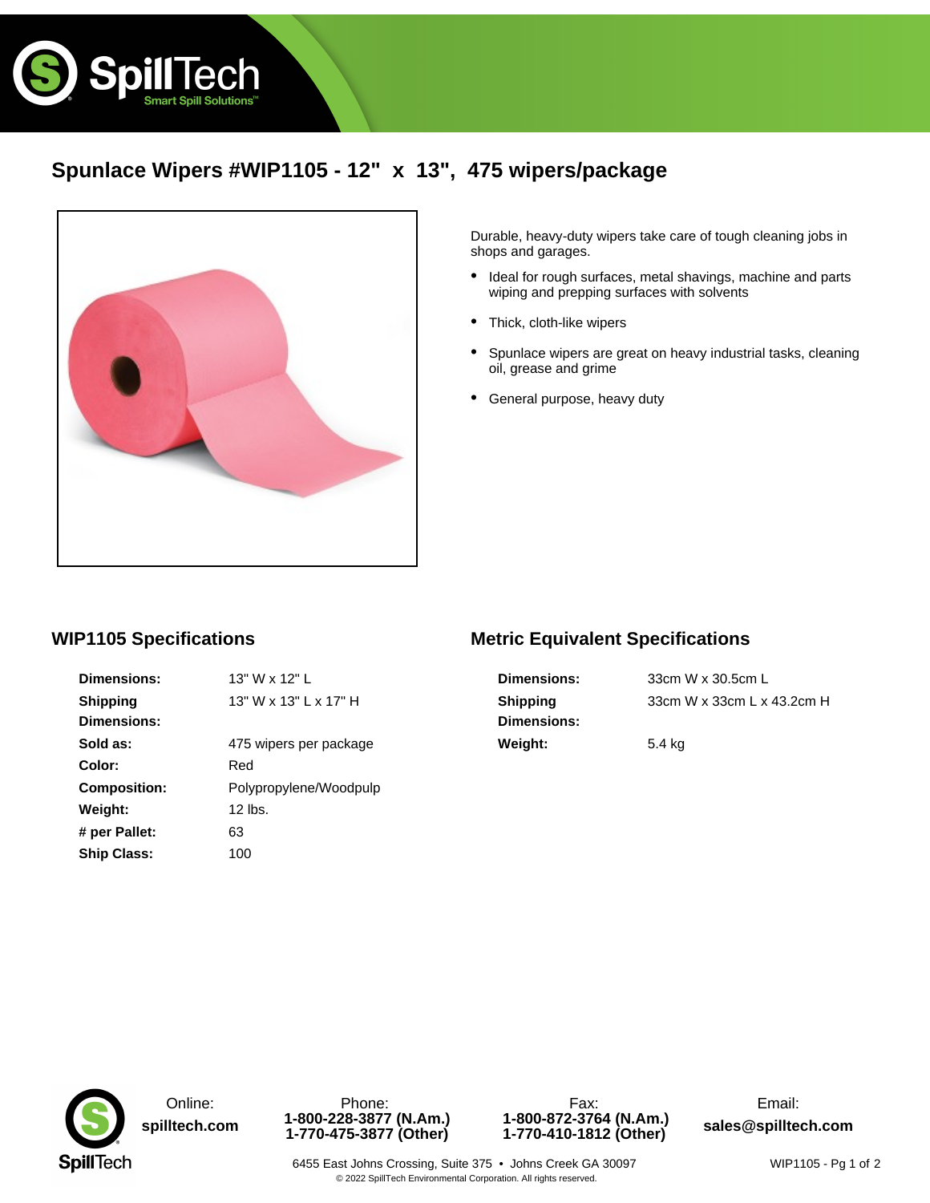# Spunlace Wipers #WIP1105 - 12" x 13", 475 wipers/package

Durable, heavy-duty wipers take care of tough cleaning jobs in shops and garages.

- Ideal for rough surfaces, metal shavings, machine and parts wiping and prepping surfaces with solvents
- Thick, cloth-like wipers
- Spunlace wipers are great on heavy industrial tasks, cleaning oil, grease and grime
- General purpose, heavy duty

## WIP1105 Specifications

| | |
|---|---|
| **Dimensions:** | 13" W x 12" L |
| **Shipping Dimensions:** | 13" W x 13" L x 17" H |
| **Sold as:** | 475 wipers per package |
| **Color:** | Red |
| **Composition:** | Polypropylene/Woodpulp |
| **Weight:** | 12 lbs. |
| **# per Pallet:** | 63 |
| **Ship Class:** | 100 |

## Metric Equivalent Specifications

| | |
|---|---|
| **Dimensions:** | 33cm W x 30.5cm L |
| **Shipping Dimensions:** | 33cm W x 33cm L x 43.2cm H |
| **Weight:** | 5.4 kg |

Online: **spilltech.com**

Phone: **1-800-228-3877 (N.Am.)** **1-770-475-3877 (Other)**

Fax: **1-800-872-3764 (N.Am.)** **1-770-410-1812 (Other)**

Email: **sales@spilltech.com**

6455 East Johns Crossing, Suite 375 • Johns Creek GA 30097

© 2022 SpillTech Environmental Corporation. All rights reserved.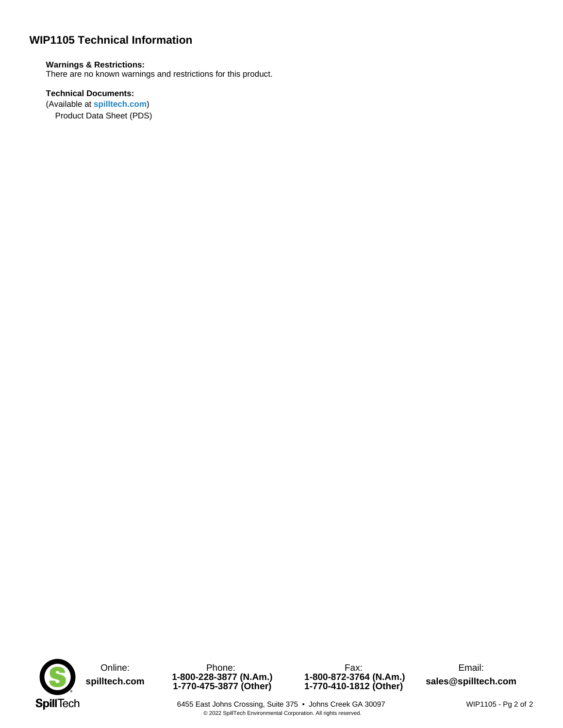## WIP1105 Technical Information

**Warnings & Restrictions:**
There are no known warnings and restrictions for this product.

**Technical Documents:**
(Available at **spilltech.com**)
Product Data Sheet (PDS)

Online: **spilltech.com**

Phone: **1-800-228-3877 (N.Am.)** **1-770-475-3877 (Other)**

Fax: **1-800-872-3764 (N.Am.)** **1-770-410-1812 (Other)**

Email: **sales@spilltech.com**

6455 East Johns Crossing, Suite 375 • Johns Creek GA 30097
© 2022 SpillTech Environmental Corporation. All rights reserved.